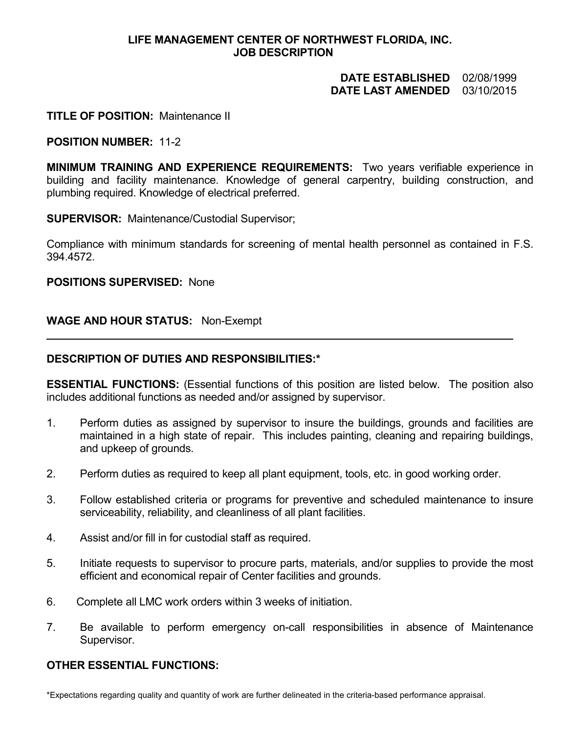**LIFE MANAGEMENT CENTER OF NORTHWEST FLORIDA, INC.**
**JOB DESCRIPTION**

**DATE ESTABLISHED** 02/08/1999
**DATE LAST AMENDED** 03/10/2015

**TITLE OF POSITION:** Maintenance II

**POSITION NUMBER:** 11-2

**MINIMUM TRAINING AND EXPERIENCE REQUIREMENTS:** Two years verifiable experience in building and facility maintenance. Knowledge of general carpentry, building construction, and plumbing required. Knowledge of electrical preferred.

**SUPERVISOR:** Maintenance/Custodial Supervisor;

Compliance with minimum standards for screening of mental health personnel as contained in F.S. 394.4572.

**POSITIONS SUPERVISED:** None

**WAGE AND HOUR STATUS:** Non-Exempt

---

**DESCRIPTION OF DUTIES AND RESPONSIBILITIES:***

**ESSENTIAL FUNCTIONS:** (Essential functions of this position are listed below. The position also includes additional functions as needed and/or assigned by supervisor.

1. Perform duties as assigned by supervisor to insure the buildings, grounds and facilities are maintained in a high state of repair. This includes painting, cleaning and repairing buildings, and upkeep of grounds.
2. Perform duties as required to keep all plant equipment, tools, etc. in good working order.
3. Follow established criteria or programs for preventive and scheduled maintenance to insure serviceability, reliability, and cleanliness of all plant facilities.
4. Assist and/or fill in for custodial staff as required.
5. Initiate requests to supervisor to procure parts, materials, and/or supplies to provide the most efficient and economical repair of Center facilities and grounds.
6. Complete all LMC work orders within 3 weeks of initiation.
7. Be available to perform emergency on-call responsibilities in absence of Maintenance Supervisor.

**OTHER ESSENTIAL FUNCTIONS:**

*Expectations regarding quality and quantity of work are further delineated in the criteria-based performance appraisal.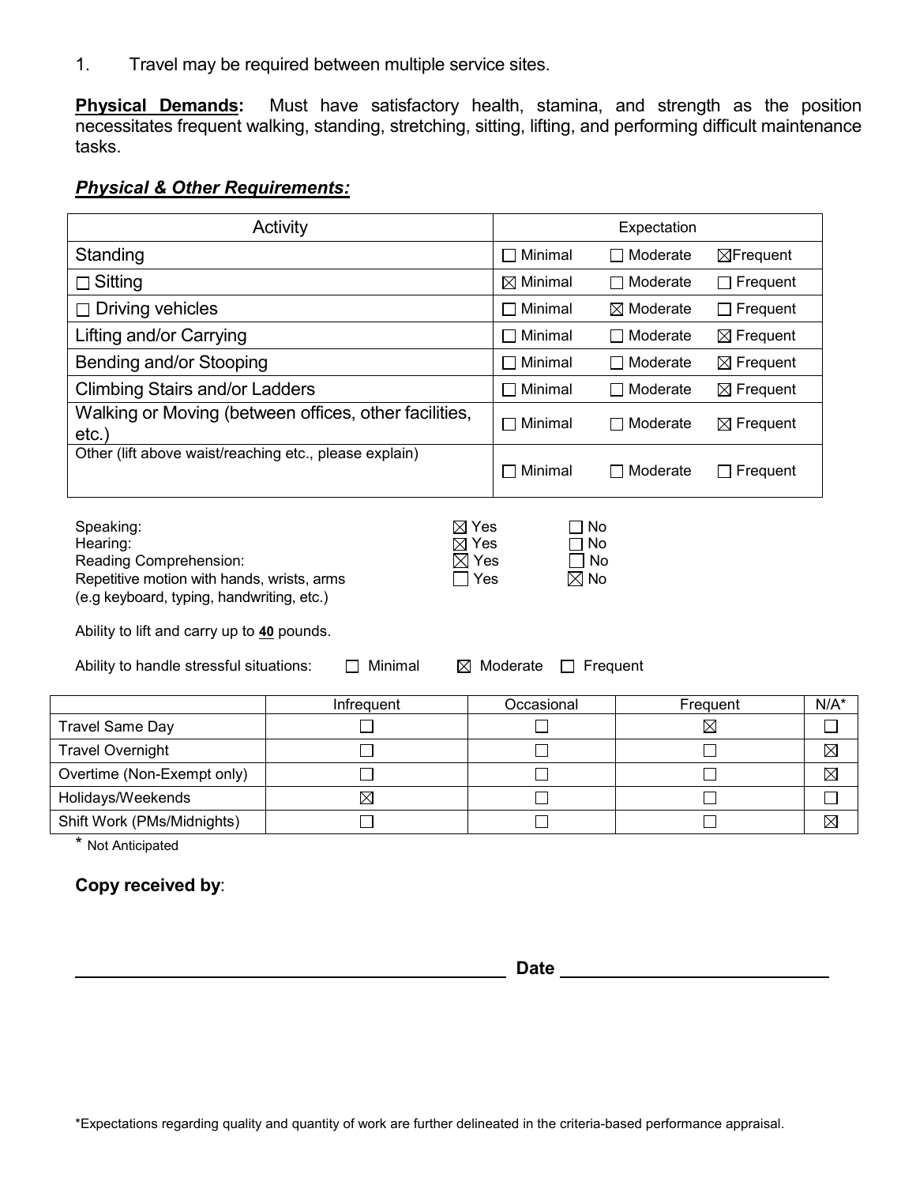1. Travel may be required between multiple service sites.

**Physical Demands:** Must have satisfactory health, stamina, and strength as the position necessitates frequent walking, standing, stretching, sitting, lifting, and performing difficult maintenance tasks.

## ***Physical & Other Requirements:***

| Activity | Expectation | | |
|---|---|---|---|
| Standing | ☐ Minimal | ☐ Moderate | ☒ Frequent |
| ☐ Sitting | ☒ Minimal | ☐ Moderate | ☐ Frequent |
| ☐ Driving vehicles | ☐ Minimal | ☒ Moderate | ☐ Frequent |
| Lifting and/or Carrying | ☐ Minimal | ☐ Moderate | ☒ Frequent |
| Bending and/or Stooping | ☐ Minimal | ☐ Moderate | ☒ Frequent |
| Climbing Stairs and/or Ladders | ☐ Minimal | ☐ Moderate | ☒ Frequent |
| Walking or Moving (between offices, other facilities, etc.) | ☐ Minimal | ☐ Moderate | ☒ Frequent |
| Other (lift above waist/reaching etc., please explain) | ☐ Minimal | ☐ Moderate | ☐ Frequent |

| | | |
|---|---|---|
| Speaking: | ☒ Yes | ☐ No |
| Hearing: | ☒ Yes | ☐ No |
| Reading Comprehension: | ☒ Yes | ☐ No |
| Repetitive motion with hands, wrists, arms (e.g keyboard, typing, handwriting, etc.) | ☐ Yes | ☒ No |

Ability to lift and carry up to **40** pounds.

Ability to handle stressful situations: ☐ Minimal ☒ Moderate ☐ Frequent

| | Infrequent | Occasional | Frequent | N/A* |
|---|---|---|---|---|
| Travel Same Day | ☐ | ☐ | ☒ | ☐ |
| Travel Overnight | ☐ | ☐ | ☐ | ☒ |
| Overtime (Non-Exempt only) | ☐ | ☐ | ☐ | ☒ |
| Holidays/Weekends | ☒ | ☐ | ☐ | ☐ |
| Shift Work (PMs/Midnights) | ☐ | ☐ | ☐ | ☒ |

\* Not Anticipated

**Copy received by**:

_____________________________________________ **Date** ___________________________

*Expectations regarding quality and quantity of work are further delineated in the criteria-based performance appraisal.